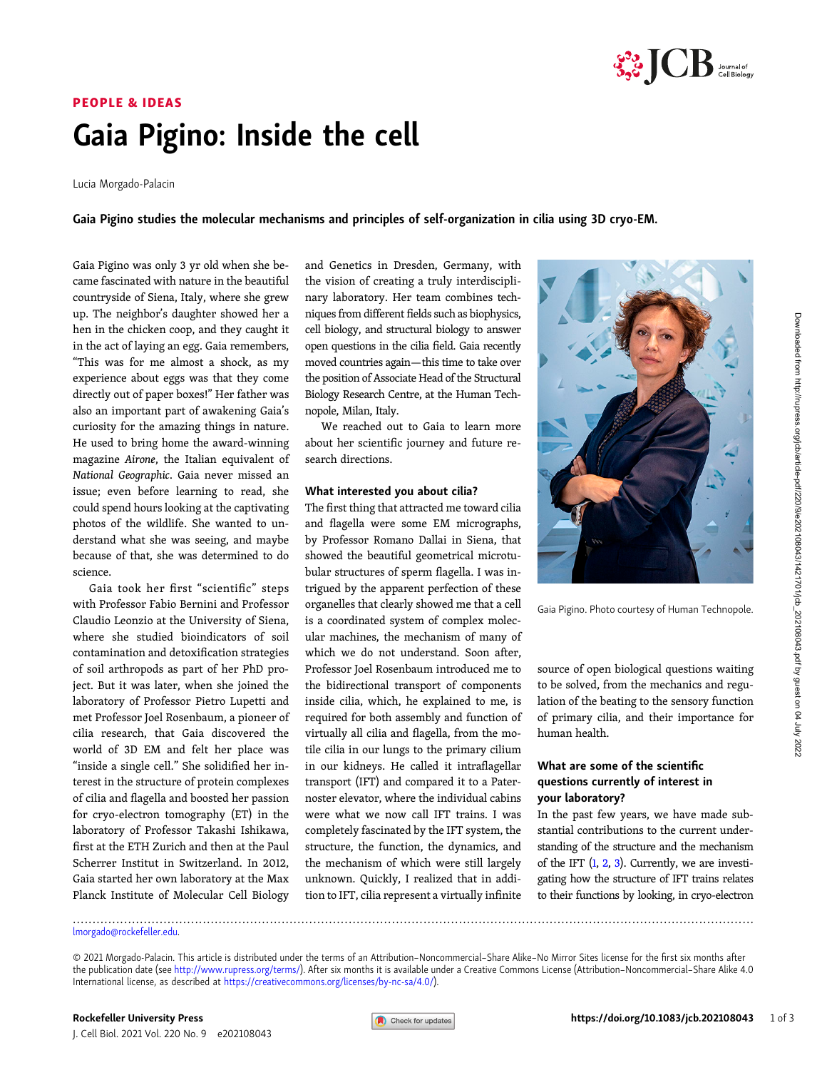PEOPLE & IDEAS

# Gaia Pigino: Inside the cell

Lucia Morgado-Palacin

**Gaia Pigino studies the molecular mechanisms and principles of self-organization in cilia using 3D cryo-EM.**

Gaia Pigino was only 3 yr old when she became fascinated with nature in the beautiful countryside of Siena, Italy, where she grew up. The neighbor's daughter showed her a hen in the chicken coop, and they caught it in the act of laying an egg. Gaia remembers, "This was for me almost a shock, as my experience about eggs was that they come directly out of paper boxes!" Her father was also an important part of awakening Gaia's curiosity for the amazing things in nature. He used to bring home the award-winning magazine *Airone*, the Italian equivalent of *National Geographic*. Gaia never missed an issue; even before learning to read, she could spend hours looking at the captivating photos of the wildlife. She wanted to understand what she was seeing, and maybe because of that, she was determined to do science.

Gaia took her first "scientific" steps with Professor Fabio Bernini and Professor Claudio Leonzio at the University of Siena, where she studied bioindicators of soil contamination and detoxification strategies of soil arthropods as part of her PhD project. But it was later, when she joined the laboratory of Professor Pietro Lupetti and met Professor Joel Rosenbaum, a pioneer of cilia research, that Gaia discovered the world of 3D EM and felt her place was "inside a single cell." She solidified her interest in the structure of protein complexes of cilia and flagella and boosted her passion for cryo-electron tomography (ET) in the laboratory of Professor Takashi Ishikawa, first at the ETH Zurich and then at the Paul Scherrer Institut in Switzerland. In 2012, Gaia started her own laboratory at the Max Planck Institute of Molecular Cell Biology and Genetics in Dresden, Germany, with the vision of creating a truly interdisciplinary laboratory. Her team combines techniques from different fields such as biophysics, cell biology, and structural biology to answer open questions in the cilia field. Gaia recently moved countries again—this time to take over the position of Associate Head of the Structural Biology Research Centre, at the Human Technopole, Milan, Italy.

We reached out to Gaia to learn more about her scientific journey and future research directions.

Gaia Pigino. Photo courtesy of Human Technopole.

### What interested you about cilia?

The first thing that attracted me toward cilia and flagella were some EM micrographs, by Professor Romano Dallai in Siena, that showed the beautiful geometrical microtubular structures of sperm flagella. I was intrigued by the apparent perfection of these organelles that clearly showed me that a cell is a coordinated system of complex molecular machines, the mechanism of many of which we do not understand. Soon after, Professor Joel Rosenbaum introduced me to the bidirectional transport of components inside cilia, which, he explained to me, is required for both assembly and function of virtually all cilia and flagella, from the motile cilia in our lungs to the primary cilium in our kidneys. He called it intraflagellar transport (IFT) and compared it to a Paternoster elevator, where the individual cabins were what we now call IFT trains. I was completely fascinated by the IFT system, the structure, the function, the dynamics, and the mechanism of which were still largely unknown. Quickly, I realized that in addition to IFT, cilia represent a virtually infinite source of open biological questions waiting to be solved, from the mechanics and regulation of the beating to the sensory function of primary cilia, and their importance for human health.

### What are some of the scientific questions currently of interest in your laboratory?

In the past few years, we have made substantial contributions to the current understanding of the structure and the mechanism of the IFT (1, 2, 3). Currently, we are investigating how the structure of IFT trains relates to their functions by looking, in cryo-electron

lmorgado@rockefeller.edu.

© 2021 Morgado-Palacin. This article is distributed under the terms of an Attribution–Noncommercial–Share Alike–No Mirror Sites license for the first six months after the publication date (see http://www.rupress.org/terms/). After six months it is available under a Creative Commons License (Attribution–Noncommercial–Share Alike 4.0 International license, as described at https://creativecommons.org/licenses/by-nc-sa/4.0/).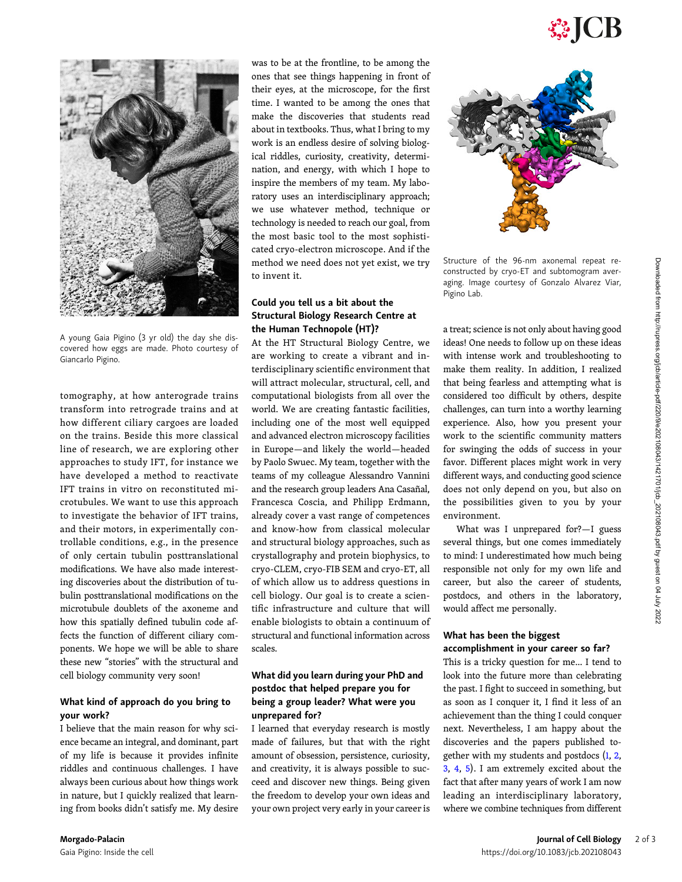A young Gaia Pigino (3 yr old) the day she discovered how eggs are made. Photo courtesy of Giancarlo Pigino.

tomography, at how anterograde trains transform into retrograde trains and at how different ciliary cargoes are loaded on the trains. Beside this more classical line of research, we are exploring other approaches to study IFT, for instance we have developed a method to reactivate IFT trains in vitro on reconstituted microtubules. We want to use this approach to investigate the behavior of IFT trains, and their motors, in experimentally controllable conditions, e.g., in the presence of only certain tubulin posttranslational modifications. We have also made interesting discoveries about the distribution of tubulin posttranslational modifications on the microtubule doublets of the axoneme and how this spatially defined tubulin code affects the function of different ciliary components. We hope we will be able to share these new "stories" with the structural and cell biology community very soon!

### What kind of approach do you bring to your work?

I believe that the main reason for why science became an integral, and dominant, part of my life is because it provides infinite riddles and continuous challenges. I have always been curious about how things work in nature, but I quickly realized that learning from books didn't satisfy me. My desire was to be at the frontline, to be among the ones that see things happening in front of their eyes, at the microscope, for the first time. I wanted to be among the ones that make the discoveries that students read about in textbooks. Thus, what I bring to my work is an endless desire of solving biological riddles, curiosity, creativity, determination, and energy, with which I hope to inspire the members of my team. My laboratory uses an interdisciplinary approach; we use whatever method, technique or technology is needed to reach our goal, from the most basic tool to the most sophisticated cryo-electron microscope. And if the method we need does not yet exist, we try to invent it.

### Could you tell us a bit about the Structural Biology Research Centre at the Human Technopole (HT)?

At the HT Structural Biology Centre, we are working to create a vibrant and interdisciplinary scientific environment that will attract molecular, structural, cell, and computational biologists from all over the world. We are creating fantastic facilities, including one of the most well equipped and advanced electron microscopy facilities in Europe—and likely the world—headed by Paolo Swuec. My team, together with the teams of my colleague Alessandro Vannini and the research group leaders Ana Casañal, Francesca Coscia, and Philipp Erdmann, already cover a vast range of competences and know-how from classical molecular and structural biology approaches, such as crystallography and protein biophysics, to cryo-CLEM, cryo-FIB SEM and cryo-ET, all of which allow us to address questions in cell biology. Our goal is to create a scientific infrastructure and culture that will enable biologists to obtain a continuum of structural and functional information across scales.

### What did you learn during your PhD and postdoc that helped prepare you for being a group leader? What were you unprepared for?

I learned that everyday research is mostly made of failures, but that with the right amount of obsession, persistence, curiosity, and creativity, it is always possible to succeed and discover new things. Being given the freedom to develop your own ideas and your own project very early in your career is a treat; science is not only about having good ideas! One needs to follow up on these ideas with intense work and troubleshooting to make them reality. In addition, I realized that being fearless and attempting what is considered too difficult by others, despite challenges, can turn into a worthy learning experience. Also, how you present your work to the scientific community matters for swinging the odds of success in your favor. Different places might work in very different ways, and conducting good science does not only depend on you, but also on the possibilities given to you by your environment.

What was I unprepared for?—I guess several things, but one comes immediately to mind: I underestimated how much being responsible not only for my own life and career, but also the career of students, postdocs, and others in the laboratory, would affect me personally.

Structure of the 96-nm axonemal repeat reconstructed by cryo-ET and subtomogram averaging. Image courtesy of Gonzalo Alvarez Viar, Pigino Lab.

### What has been the biggest accomplishment in your career so far?

This is a tricky question for me… I tend to look into the future more than celebrating the past. I fight to succeed in something, but as soon as I conquer it, I find it less of an achievement than the thing I could conquer next. Nevertheless, I am happy about the discoveries and the papers published together with my students and postdocs (1, 2, 3, 4, 5). I am extremely excited about the fact that after many years of work I am now leading an interdisciplinary laboratory, where we combine techniques from different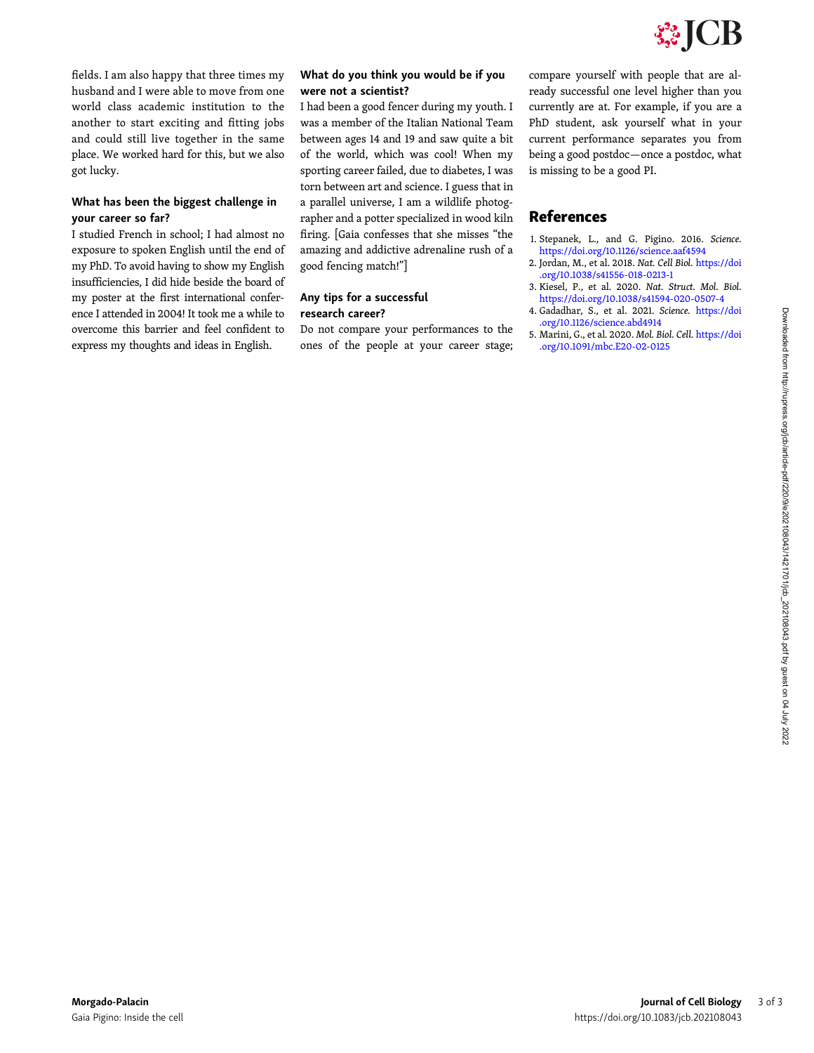fields. I am also happy that three times my husband and I were able to move from one world class academic institution to the another to start exciting and fitting jobs and could still live together in the same place. We worked hard for this, but we also got lucky.

### What has been the biggest challenge in your career so far?

I studied French in school; I had almost no exposure to spoken English until the end of my PhD. To avoid having to show my English insufficiencies, I did hide beside the board of my poster at the first international conference I attended in 2004! It took me a while to overcome this barrier and feel confident to express my thoughts and ideas in English.

### What do you think you would be if you were not a scientist?

I had been a good fencer during my youth. I was a member of the Italian National Team between ages 14 and 19 and saw quite a bit of the world, which was cool! When my sporting career failed, due to diabetes, I was torn between art and science. I guess that in a parallel universe, I am a wildlife photographer and a potter specialized in wood kiln firing. [Gaia confesses that she misses "the amazing and addictive adrenaline rush of a good fencing match!"]

### Any tips for a successful research career?

Do not compare your performances to the ones of the people at your career stage; compare yourself with people that are already successful one level higher than you currently are at. For example, if you are a PhD student, ask yourself what in your current performance separates you from being a good postdoc—once a postdoc, what is missing to be a good PI.

## References

1. Stepanek, L., and G. Pigino. 2016. *Science.* https://doi.org/10.1126/science.aaf4594
2. Jordan, M., et al. 2018. *Nat. Cell Biol.* https://doi.org/10.1038/s41556-018-0213-1
3. Kiesel, P., et al. 2020. *Nat. Struct. Mol. Biol.* https://doi.org/10.1038/s41594-020-0507-4
4. Gadadhar, S., et al. 2021. *Science.* https://doi.org/10.1126/science.abd4914
5. Marini, G., et al. 2020. *Mol. Biol. Cell.* https://doi.org/10.1091/mbc.E20-02-0125